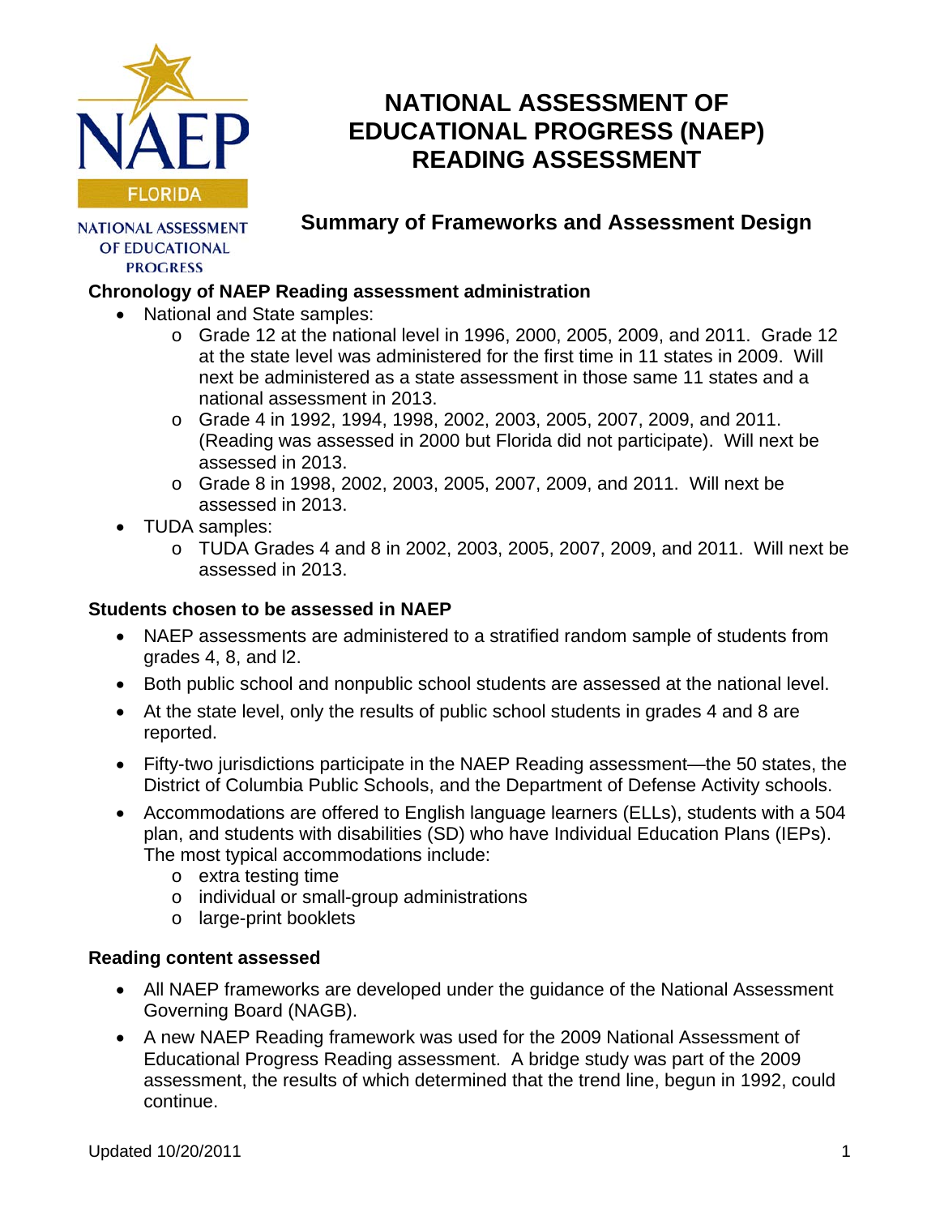NAEP

FLORIDA

NATIONAL ASSESSMENT OF EDUCATIONAL PROGRESS

# NATIONAL ASSESSMENT OF EDUCATIONAL PROGRESS (NAEP) READING ASSESSMENT

## Summary of Frameworks and Assessment Design

### Chronology of NAEP Reading assessment administration

- National and State samples:
  - Grade 12 at the national level in 1996, 2000, 2005, 2009, and 2011. Grade 12 at the state level was administered for the first time in 11 states in 2009. Will next be administered as a state assessment in those same 11 states and a national assessment in 2013.
  - Grade 4 in 1992, 1994, 1998, 2002, 2003, 2005, 2007, 2009, and 2011. (Reading was assessed in 2000 but Florida did not participate). Will next be assessed in 2013.
  - Grade 8 in 1998, 2002, 2003, 2005, 2007, 2009, and 2011. Will next be assessed in 2013.
- TUDA samples:
  - TUDA Grades 4 and 8 in 2002, 2003, 2005, 2007, 2009, and 2011. Will next be assessed in 2013.

### Students chosen to be assessed in NAEP

- NAEP assessments are administered to a stratified random sample of students from grades 4, 8, and l2.
- Both public school and nonpublic school students are assessed at the national level.
- At the state level, only the results of public school students in grades 4 and 8 are reported.
- Fifty-two jurisdictions participate in the NAEP Reading assessment—the 50 states, the District of Columbia Public Schools, and the Department of Defense Activity schools.
- Accommodations are offered to English language learners (ELLs), students with a 504 plan, and students with disabilities (SD) who have Individual Education Plans (IEPs). The most typical accommodations include:
  - extra testing time
  - individual or small-group administrations
  - large-print booklets

### Reading content assessed

- All NAEP frameworks are developed under the guidance of the National Assessment Governing Board (NAGB).
- A new NAEP Reading framework was used for the 2009 National Assessment of Educational Progress Reading assessment. A bridge study was part of the 2009 assessment, the results of which determined that the trend line, begun in 1992, could continue.

Updated 10/20/2011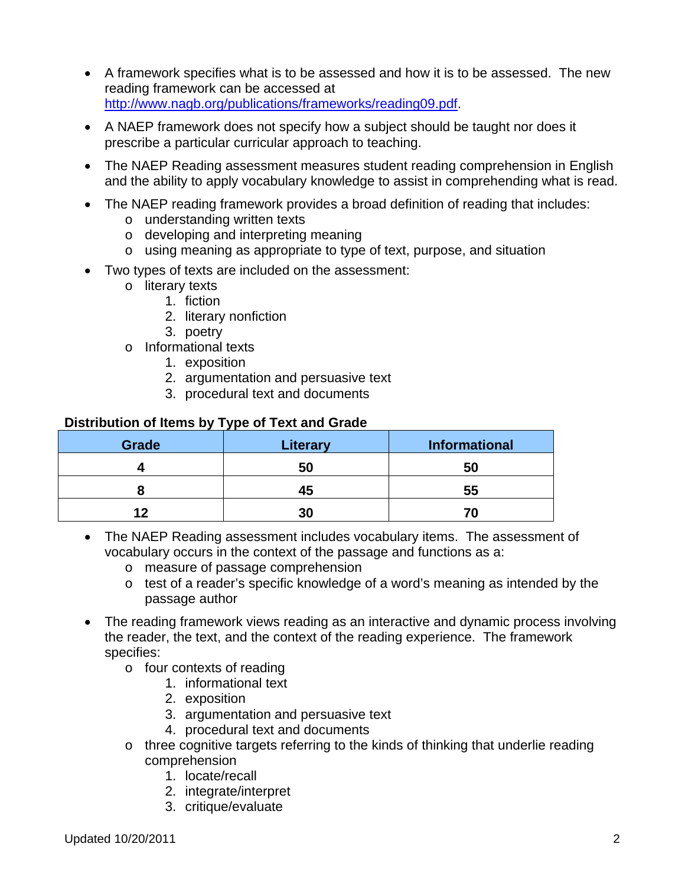- A framework specifies what is to be assessed and how it is to be assessed. The new reading framework can be accessed at http://www.nagb.org/publications/frameworks/reading09.pdf.
- A NAEP framework does not specify how a subject should be taught nor does it prescribe a particular curricular approach to teaching.
- The NAEP Reading assessment measures student reading comprehension in English and the ability to apply vocabulary knowledge to assist in comprehending what is read.
- The NAEP reading framework provides a broad definition of reading that includes:
  - understanding written texts
  - developing and interpreting meaning
  - using meaning as appropriate to type of text, purpose, and situation
- Two types of texts are included on the assessment:
  - literary texts
    1. fiction
    2. literary nonfiction
    3. poetry
  - Informational texts
    1. exposition
    2. argumentation and persuasive text
    3. procedural text and documents

**Distribution of Items by Type of Text and Grade**

| Grade | Literary | Informational |
|---|---|---|
| 4 | 50 | 50 |
| 8 | 45 | 55 |
| 12 | 30 | 70 |

- The NAEP Reading assessment includes vocabulary items. The assessment of vocabulary occurs in the context of the passage and functions as a:
  - measure of passage comprehension
  - test of a reader's specific knowledge of a word's meaning as intended by the passage author
- The reading framework views reading as an interactive and dynamic process involving the reader, the text, and the context of the reading experience. The framework specifies:
  - four contexts of reading
    1. informational text
    2. exposition
    3. argumentation and persuasive text
    4. procedural text and documents
  - three cognitive targets referring to the kinds of thinking that underlie reading comprehension
    1. locate/recall
    2. integrate/interpret
    3. critique/evaluate

Updated 10/20/2011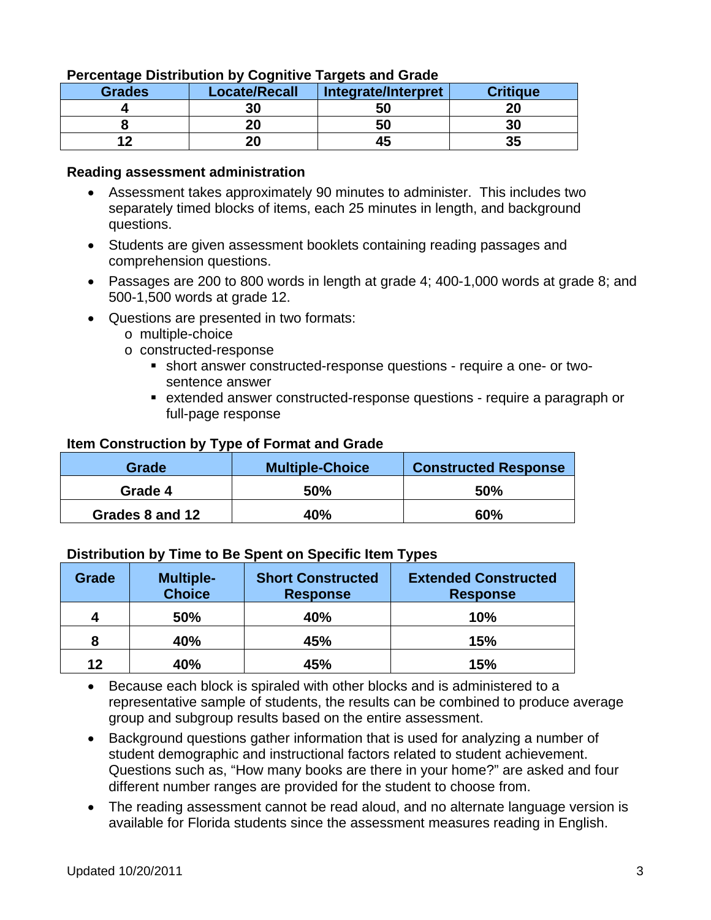**Percentage Distribution by Cognitive Targets and Grade**

| Grades | Locate/Recall | Integrate/Interpret | Critique |
|---|---|---|---|
| 4 | 30 | 50 | 20 |
| 8 | 20 | 50 | 30 |
| 12 | 20 | 45 | 35 |

**Reading assessment administration**

- Assessment takes approximately 90 minutes to administer. This includes two separately timed blocks of items, each 25 minutes in length, and background questions.
- Students are given assessment booklets containing reading passages and comprehension questions.
- Passages are 200 to 800 words in length at grade 4; 400-1,000 words at grade 8; and 500-1,500 words at grade 12.
- Questions are presented in two formats:
  - multiple-choice
  - constructed-response
    - short answer constructed-response questions - require a one- or two-sentence answer
    - extended answer constructed-response questions - require a paragraph or full-page response

**Item Construction by Type of Format and Grade**

| Grade | Multiple-Choice | Constructed Response |
|---|---|---|
| Grade 4 | 50% | 50% |
| Grades 8 and 12 | 40% | 60% |

**Distribution by Time to Be Spent on Specific Item Types**

| Grade | Multiple-Choice | Short Constructed Response | Extended Constructed Response |
|---|---|---|---|
| 4 | 50% | 40% | 10% |
| 8 | 40% | 45% | 15% |
| 12 | 40% | 45% | 15% |

- Because each block is spiraled with other blocks and is administered to a representative sample of students, the results can be combined to produce average group and subgroup results based on the entire assessment.
- Background questions gather information that is used for analyzing a number of student demographic and instructional factors related to student achievement. Questions such as, "How many books are there in your home?" are asked and four different number ranges are provided for the student to choose from.
- The reading assessment cannot be read aloud, and no alternate language version is available for Florida students since the assessment measures reading in English.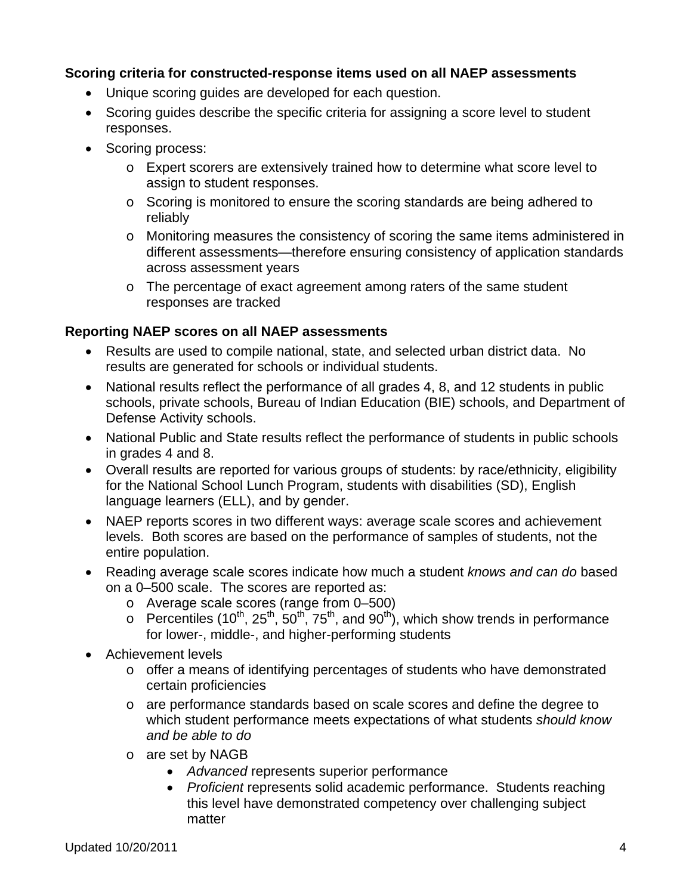**Scoring criteria for constructed-response items used on all NAEP assessments**

- Unique scoring guides are developed for each question.
- Scoring guides describe the specific criteria for assigning a score level to student responses.
- Scoring process:
    - Expert scorers are extensively trained how to determine what score level to assign to student responses.
    - Scoring is monitored to ensure the scoring standards are being adhered to reliably
    - Monitoring measures the consistency of scoring the same items administered in different assessments—therefore ensuring consistency of application standards across assessment years
    - The percentage of exact agreement among raters of the same student responses are tracked

**Reporting NAEP scores on all NAEP assessments**

- Results are used to compile national, state, and selected urban district data. No results are generated for schools or individual students.
- National results reflect the performance of all grades 4, 8, and 12 students in public schools, private schools, Bureau of Indian Education (BIE) schools, and Department of Defense Activity schools.
- National Public and State results reflect the performance of students in public schools in grades 4 and 8.
- Overall results are reported for various groups of students: by race/ethnicity, eligibility for the National School Lunch Program, students with disabilities (SD), English language learners (ELL), and by gender.
- NAEP reports scores in two different ways: average scale scores and achievement levels. Both scores are based on the performance of samples of students, not the entire population.
- Reading average scale scores indicate how much a student *knows and can do* based on a 0–500 scale. The scores are reported as:
    - Average scale scores (range from 0–500)
    - Percentiles (10th, 25th, 50th, 75th, and 90th), which show trends in performance for lower-, middle-, and higher-performing students
- Achievement levels
    - offer a means of identifying percentages of students who have demonstrated certain proficiencies
    - are performance standards based on scale scores and define the degree to which student performance meets expectations of what students *should know and be able to do*
    - are set by NAGB
        - *Advanced* represents superior performance
        - *Proficient* represents solid academic performance. Students reaching this level have demonstrated competency over challenging subject matter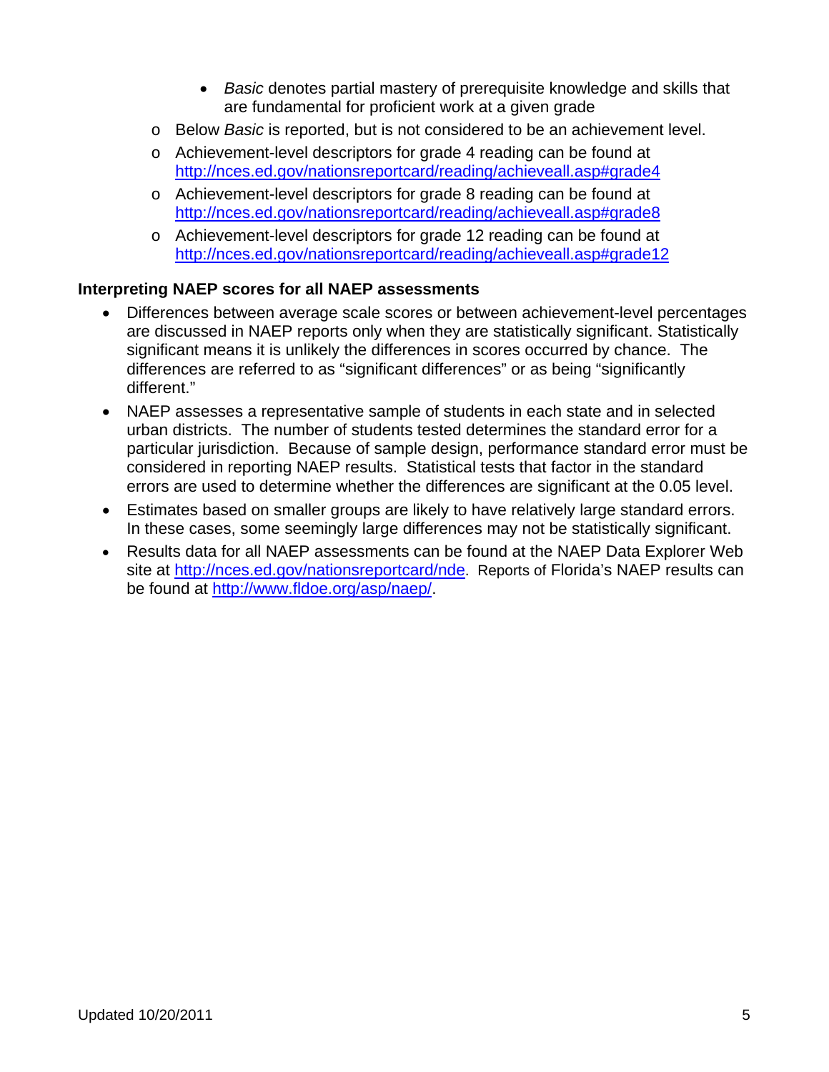- *Basic* denotes partial mastery of prerequisite knowledge and skills that are fundamental for proficient work at a given grade
    - Below *Basic* is reported, but is not considered to be an achievement level.
    - Achievement-level descriptors for grade 4 reading can be found at http://nces.ed.gov/nationsreportcard/reading/achieveall.asp#grade4
    - Achievement-level descriptors for grade 8 reading can be found at http://nces.ed.gov/nationsreportcard/reading/achieveall.asp#grade8
    - Achievement-level descriptors for grade 12 reading can be found at http://nces.ed.gov/nationsreportcard/reading/achieveall.asp#grade12

**Interpreting NAEP scores for all NAEP assessments**

- Differences between average scale scores or between achievement-level percentages are discussed in NAEP reports only when they are statistically significant. Statistically significant means it is unlikely the differences in scores occurred by chance. The differences are referred to as "significant differences" or as being "significantly different."
- NAEP assesses a representative sample of students in each state and in selected urban districts. The number of students tested determines the standard error for a particular jurisdiction. Because of sample design, performance standard error must be considered in reporting NAEP results. Statistical tests that factor in the standard errors are used to determine whether the differences are significant at the 0.05 level.
- Estimates based on smaller groups are likely to have relatively large standard errors. In these cases, some seemingly large differences may not be statistically significant.
- Results data for all NAEP assessments can be found at the NAEP Data Explorer Web site at http://nces.ed.gov/nationsreportcard/nde. Reports of Florida's NAEP results can be found at http://www.fldoe.org/asp/naep/.

Updated 10/20/2011